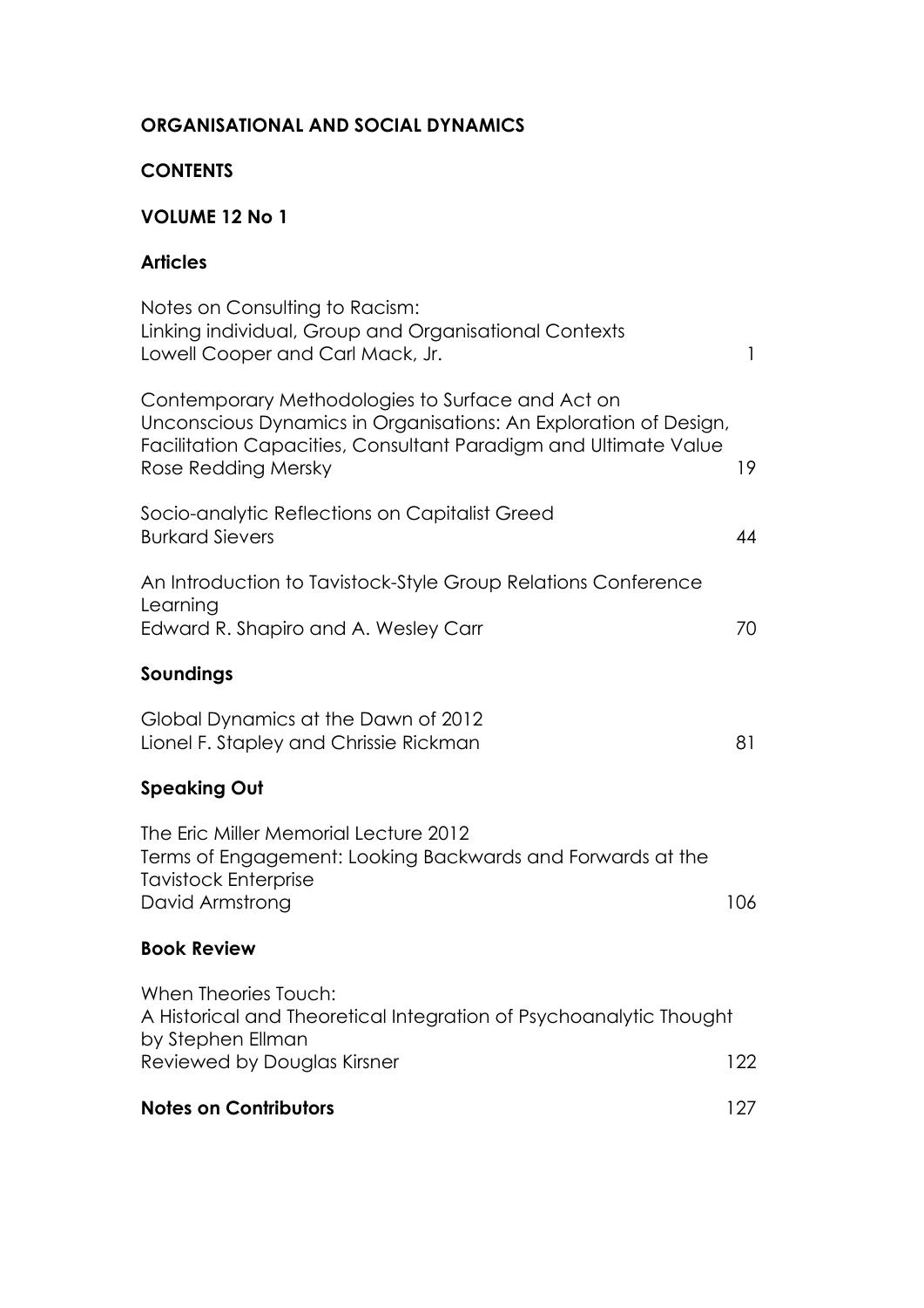# ORGANISATIONAL AND SOCIAL DYNAMICS

## CONTENTS

## VOLUME 12 No 1

### Articles

Notes on Consulting to Racism:
Linking individual, Group and Organisational Contexts
Lowell Cooper and Carl Mack, Jr. — 1

Contemporary Methodologies to Surface and Act on Unconscious Dynamics in Organisations: An Exploration of Design, Facilitation Capacities, Consultant Paradigm and Ultimate Value
Rose Redding Mersky — 19

Socio-analytic Reflections on Capitalist Greed
Burkard Sievers — 44

An Introduction to Tavistock-Style Group Relations Conference Learning
Edward R. Shapiro and A. Wesley Carr — 70

### Soundings

Global Dynamics at the Dawn of 2012
Lionel F. Stapley and Chrissie Rickman — 81

### Speaking Out

The Eric Miller Memorial Lecture 2012
Terms of Engagement: Looking Backwards and Forwards at the Tavistock Enterprise
David Armstrong — 106

### Book Review

When Theories Touch:
A Historical and Theoretical Integration of Psychoanalytic Thought by Stephen Ellman
Reviewed by Douglas Kirsner — 122

**Notes on Contributors** — 127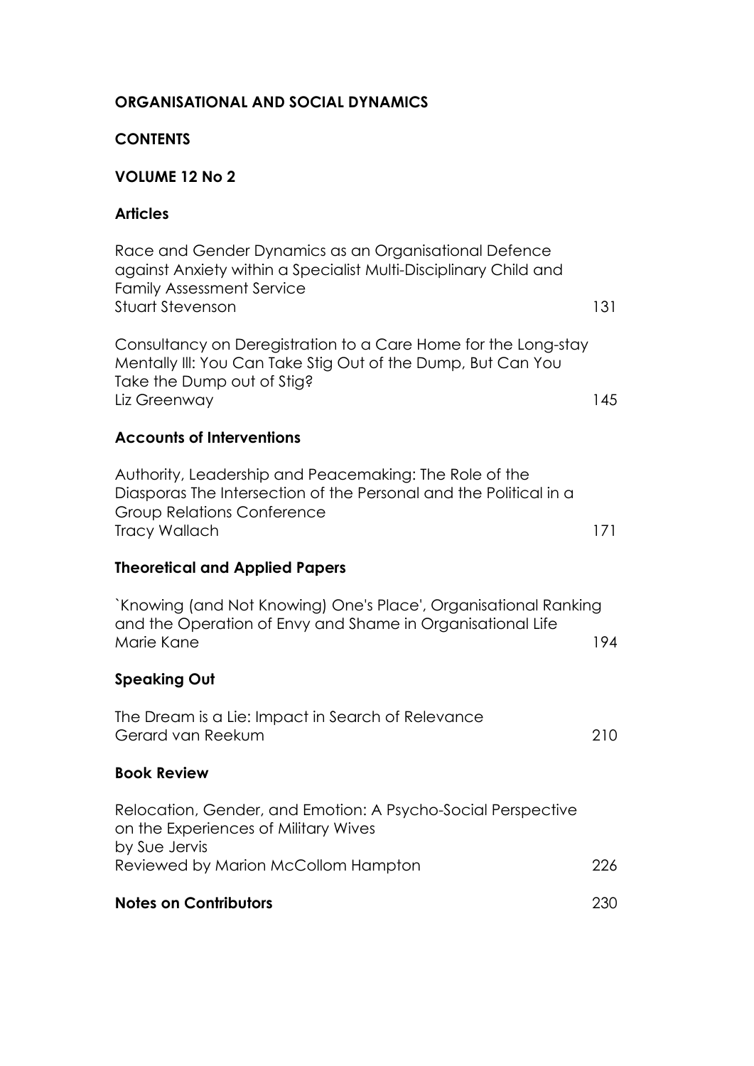**ORGANISATIONAL AND SOCIAL DYNAMICS**

**CONTENTS**

**VOLUME 12 No 2**

**Articles**

Race and Gender Dynamics as an Organisational Defence against Anxiety within a Specialist Multi-Disciplinary Child and Family Assessment Service
Stuart Stevenson — 131

Consultancy on Deregistration to a Care Home for the Long-stay Mentally Ill: You Can Take Stig Out of the Dump, But Can You Take the Dump out of Stig?
Liz Greenway — 145

**Accounts of Interventions**

Authority, Leadership and Peacemaking: The Role of the Diasporas The Intersection of the Personal and the Political in a Group Relations Conference
Tracy Wallach — 171

**Theoretical and Applied Papers**

`Knowing (and Not Knowing) One's Place', Organisational Ranking and the Operation of Envy and Shame in Organisational Life
Marie Kane — 194

**Speaking Out**

The Dream is a Lie: Impact in Search of Relevance
Gerard van Reekum — 210

**Book Review**

Relocation, Gender, and Emotion: A Psycho-Social Perspective on the Experiences of Military Wives
by Sue Jervis
Reviewed by Marion McCollom Hampton — 226

**Notes on Contributors** — 230